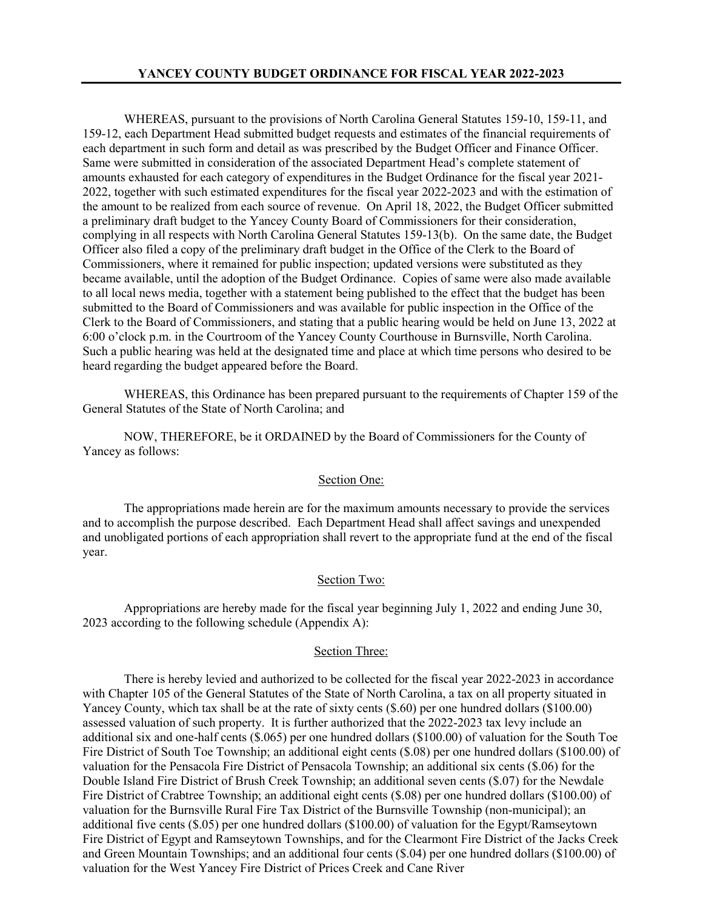# YANCEY COUNTY BUDGET ORDINANCE FOR FISCAL YEAR 2022-2023

WHEREAS, pursuant to the provisions of North Carolina General Statutes 159-10, 159-11, and 159-12, each Department Head submitted budget requests and estimates of the financial requirements of each department in such form and detail as was prescribed by the Budget Officer and Finance Officer. Same were submitted in consideration of the associated Department Head's complete statement of amounts exhausted for each category of expenditures in the Budget Ordinance for the fiscal year 2021-2022, together with such estimated expenditures for the fiscal year 2022-2023 and with the estimation of the amount to be realized from each source of revenue. On April 18, 2022, the Budget Officer submitted a preliminary draft budget to the Yancey County Board of Commissioners for their consideration, complying in all respects with North Carolina General Statutes 159-13(b). On the same date, the Budget Officer also filed a copy of the preliminary draft budget in the Office of the Clerk to the Board of Commissioners, where it remained for public inspection; updated versions were substituted as they became available, until the adoption of the Budget Ordinance. Copies of same were also made available to all local news media, together with a statement being published to the effect that the budget has been submitted to the Board of Commissioners and was available for public inspection in the Office of the Clerk to the Board of Commissioners, and stating that a public hearing would be held on June 13, 2022 at 6:00 o'clock p.m. in the Courtroom of the Yancey County Courthouse in Burnsville, North Carolina. Such a public hearing was held at the designated time and place at which time persons who desired to be heard regarding the budget appeared before the Board.

WHEREAS, this Ordinance has been prepared pursuant to the requirements of Chapter 159 of the General Statutes of the State of North Carolina; and

NOW, THEREFORE, be it ORDAINED by the Board of Commissioners for the County of Yancey as follows:

## Section One:

The appropriations made herein are for the maximum amounts necessary to provide the services and to accomplish the purpose described. Each Department Head shall affect savings and unexpended and unobligated portions of each appropriation shall revert to the appropriate fund at the end of the fiscal year.

## Section Two:

Appropriations are hereby made for the fiscal year beginning July 1, 2022 and ending June 30, 2023 according to the following schedule (Appendix A):

## Section Three:

There is hereby levied and authorized to be collected for the fiscal year 2022-2023 in accordance with Chapter 105 of the General Statutes of the State of North Carolina, a tax on all property situated in Yancey County, which tax shall be at the rate of sixty cents ($.60) per one hundred dollars ($100.00) assessed valuation of such property. It is further authorized that the 2022-2023 tax levy include an additional six and one-half cents ($.065) per one hundred dollars ($100.00) of valuation for the South Toe Fire District of South Toe Township; an additional eight cents ($.08) per one hundred dollars ($100.00) of valuation for the Pensacola Fire District of Pensacola Township; an additional six cents ($.06) for the Double Island Fire District of Brush Creek Township; an additional seven cents ($.07) for the Newdale Fire District of Crabtree Township; an additional eight cents ($.08) per one hundred dollars ($100.00) of valuation for the Burnsville Rural Fire Tax District of the Burnsville Township (non-municipal); an additional five cents ($.05) per one hundred dollars ($100.00) of valuation for the Egypt/Ramseytown Fire District of Egypt and Ramseytown Townships, and for the Clearmont Fire District of the Jacks Creek and Green Mountain Townships; and an additional four cents ($.04) per one hundred dollars ($100.00) of valuation for the West Yancey Fire District of Prices Creek and Cane River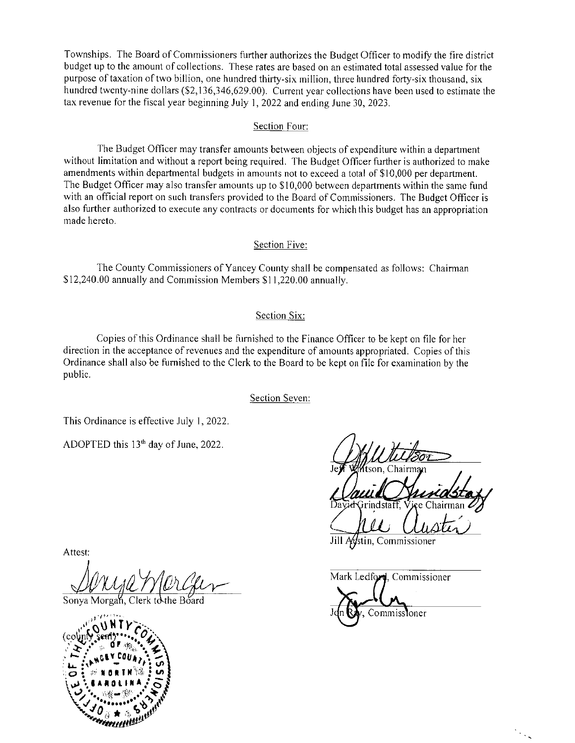Townships. The Board of Commissioners further authorizes the Budget Officer to modify the fire district budget up to the amount of collections. These rates are based on an estimated total assessed value for the purpose of taxation of two billion, one hundred thirty-six million, three hundred forty-six thousand, six hundred twenty-nine dollars ($2,136,346,629.00). Current year collections have been used to estimate the tax revenue for the fiscal year beginning July 1, 2022 and ending June 30, 2023.

Section Four:

The Budget Officer may transfer amounts between objects of expenditure within a department without limitation and without a report being required. The Budget Officer further is authorized to make amendments within departmental budgets in amounts not to exceed a total of $10,000 per department. The Budget Officer may also transfer amounts up to $10,000 between departments within the same fund with an official report on such transfers provided to the Board of Commissioners. The Budget Officer is also further authorized to execute any contracts or documents for which this budget has an appropriation made hereto.

Section Five:

The County Commissioners of Yancey County shall be compensated as follows: Chairman $12,240.00 annually and Commission Members $11,220.00 annually.

Section Six:

Copies of this Ordinance shall be furnished to the Finance Officer to be kept on file for her direction in the acceptance of revenues and the expenditure of amounts appropriated. Copies of this Ordinance shall also be furnished to the Clerk to the Board to be kept on file for examination by the public.

Section Seven:

This Ordinance is effective July 1, 2022.

ADOPTED this 13th day of June, 2022.

Jeff Whitson, Chairman

David Grindstaff, Vice Chairman

Jill Austin, Commissioner

Mark Ledford, Commissioner

Jon Ray, Commissioner

Attest:

Sonya Morgan, Clerk to the Board

(county seal)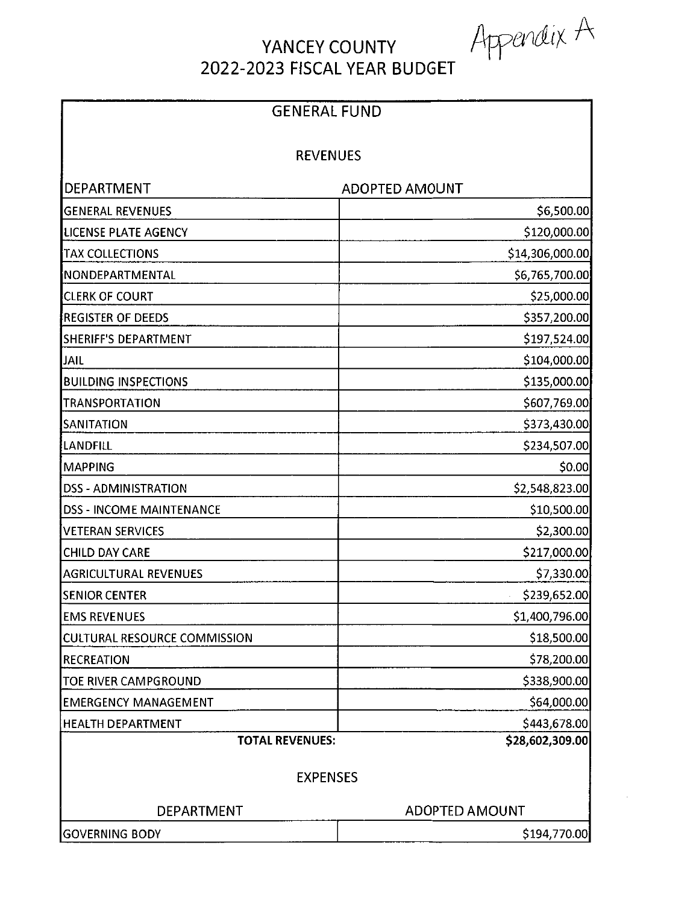Appendix A

# YANCEY COUNTY
## 2022-2023 FISCAL YEAR BUDGET

### GENERAL FUND

#### REVENUES

| DEPARTMENT | ADOPTED AMOUNT |
|---|---|
| GENERAL REVENUES | $6,500.00 |
| LICENSE PLATE AGENCY | $120,000.00 |
| TAX COLLECTIONS | $14,306,000.00 |
| NONDEPARTMENTAL | $6,765,700.00 |
| CLERK OF COURT | $25,000.00 |
| REGISTER OF DEEDS | $357,200.00 |
| SHERIFF'S DEPARTMENT | $197,524.00 |
| JAIL | $104,000.00 |
| BUILDING INSPECTIONS | $135,000.00 |
| TRANSPORTATION | $607,769.00 |
| SANITATION | $373,430.00 |
| LANDFILL | $234,507.00 |
| MAPPING | $0.00 |
| DSS - ADMINISTRATION | $2,548,823.00 |
| DSS - INCOME MAINTENANCE | $10,500.00 |
| VETERAN SERVICES | $2,300.00 |
| CHILD DAY CARE | $217,000.00 |
| AGRICULTURAL REVENUES | $7,330.00 |
| SENIOR CENTER | $239,652.00 |
| EMS REVENUES | $1,400,796.00 |
| CULTURAL RESOURCE COMMISSION | $18,500.00 |
| RECREATION | $78,200.00 |
| TOE RIVER CAMPGROUND | $338,900.00 |
| EMERGENCY MANAGEMENT | $64,000.00 |
| HEALTH DEPARTMENT | $443,678.00 |
| **TOTAL REVENUES:** | **$28,602,309.00** |

#### EXPENSES

| DEPARTMENT | ADOPTED AMOUNT |
|---|---|
| GOVERNING BODY | $194,770.00 |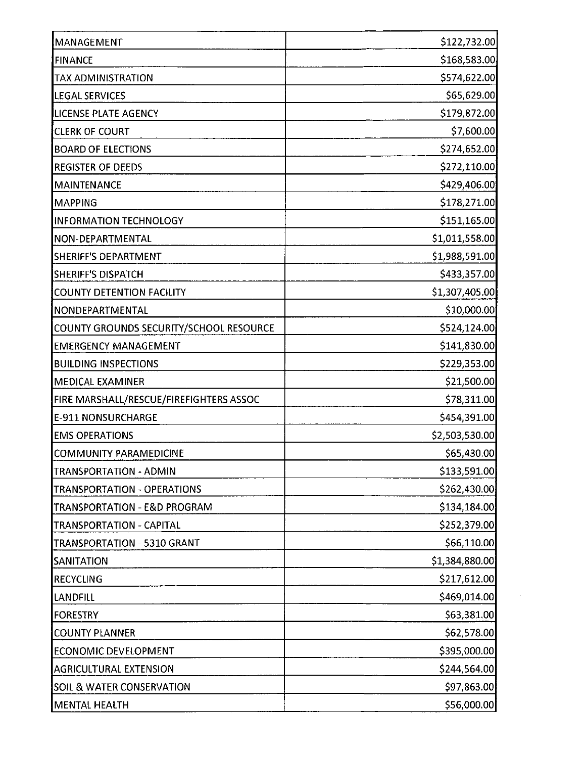| | |
|---|---|
| MANAGEMENT | $122,732.00 |
| FINANCE | $168,583.00 |
| TAX ADMINISTRATION | $574,622.00 |
| LEGAL SERVICES | $65,629.00 |
| LICENSE PLATE AGENCY | $179,872.00 |
| CLERK OF COURT | $7,600.00 |
| BOARD OF ELECTIONS | $274,652.00 |
| REGISTER OF DEEDS | $272,110.00 |
| MAINTENANCE | $429,406.00 |
| MAPPING | $178,271.00 |
| INFORMATION TECHNOLOGY | $151,165.00 |
| NON-DEPARTMENTAL | $1,011,558.00 |
| SHERIFF'S DEPARTMENT | $1,988,591.00 |
| SHERIFF'S DISPATCH | $433,357.00 |
| COUNTY DETENTION FACILITY | $1,307,405.00 |
| NONDEPARTMENTAL | $10,000.00 |
| COUNTY GROUNDS SECURITY/SCHOOL RESOURCE | $524,124.00 |
| EMERGENCY MANAGEMENT | $141,830.00 |
| BUILDING INSPECTIONS | $229,353.00 |
| MEDICAL EXAMINER | $21,500.00 |
| FIRE MARSHALL/RESCUE/FIREFIGHTERS ASSOC | $78,311.00 |
| E-911 NONSURCHARGE | $454,391.00 |
| EMS OPERATIONS | $2,503,530.00 |
| COMMUNITY PARAMEDICINE | $65,430.00 |
| TRANSPORTATION - ADMIN | $133,591.00 |
| TRANSPORTATION - OPERATIONS | $262,430.00 |
| TRANSPORTATION - E&D PROGRAM | $134,184.00 |
| TRANSPORTATION - CAPITAL | $252,379.00 |
| TRANSPORTATION - 5310 GRANT | $66,110.00 |
| SANITATION | $1,384,880.00 |
| RECYCLING | $217,612.00 |
| LANDFILL | $469,014.00 |
| FORESTRY | $63,381.00 |
| COUNTY PLANNER | $62,578.00 |
| ECONOMIC DEVELOPMENT | $395,000.00 |
| AGRICULTURAL EXTENSION | $244,564.00 |
| SOIL & WATER CONSERVATION | $97,863.00 |
| MENTAL HEALTH | $56,000.00 |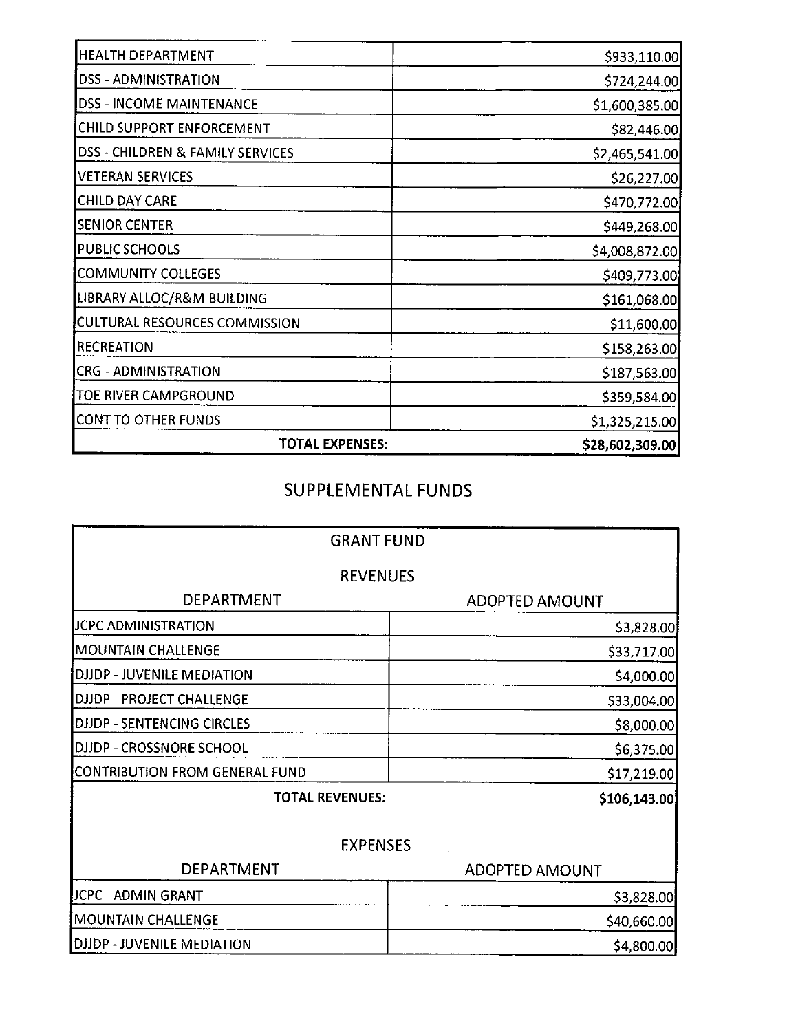| | |
|---|---|
| HEALTH DEPARTMENT | $933,110.00 |
| DSS - ADMINISTRATION | $724,244.00 |
| DSS - INCOME MAINTENANCE | $1,600,385.00 |
| CHILD SUPPORT ENFORCEMENT | $82,446.00 |
| DSS - CHILDREN & FAMILY SERVICES | $2,465,541.00 |
| VETERAN SERVICES | $26,227.00 |
| CHILD DAY CARE | $470,772.00 |
| SENIOR CENTER | $449,268.00 |
| PUBLIC SCHOOLS | $4,008,872.00 |
| COMMUNITY COLLEGES | $409,773.00 |
| LIBRARY ALLOC/R&M BUILDING | $161,068.00 |
| CULTURAL RESOURCES COMMISSION | $11,600.00 |
| RECREATION | $158,263.00 |
| CRG - ADMINISTRATION | $187,563.00 |
| TOE RIVER CAMPGROUND | $359,584.00 |
| CONT TO OTHER FUNDS | $1,325,215.00 |
| **TOTAL EXPENSES:** | **$28,602,309.00** |

## SUPPLEMENTAL FUNDS

### GRANT FUND

#### REVENUES

| DEPARTMENT | ADOPTED AMOUNT |
|---|---|
| JCPC ADMINISTRATION | $3,828.00 |
| MOUNTAIN CHALLENGE | $33,717.00 |
| DJJDP - JUVENILE MEDIATION | $4,000.00 |
| DJJDP - PROJECT CHALLENGE | $33,004.00 |
| DJJDP - SENTENCING CIRCLES | $8,000.00 |
| DJJDP - CROSSNORE SCHOOL | $6,375.00 |
| CONTRIBUTION FROM GENERAL FUND | $17,219.00 |
| **TOTAL REVENUES:** | **$106,143.00** |

#### EXPENSES

| DEPARTMENT | ADOPTED AMOUNT |
|---|---|
| JCPC - ADMIN GRANT | $3,828.00 |
| MOUNTAIN CHALLENGE | $40,660.00 |
| DJJDP - JUVENILE MEDIATION | $4,800.00 |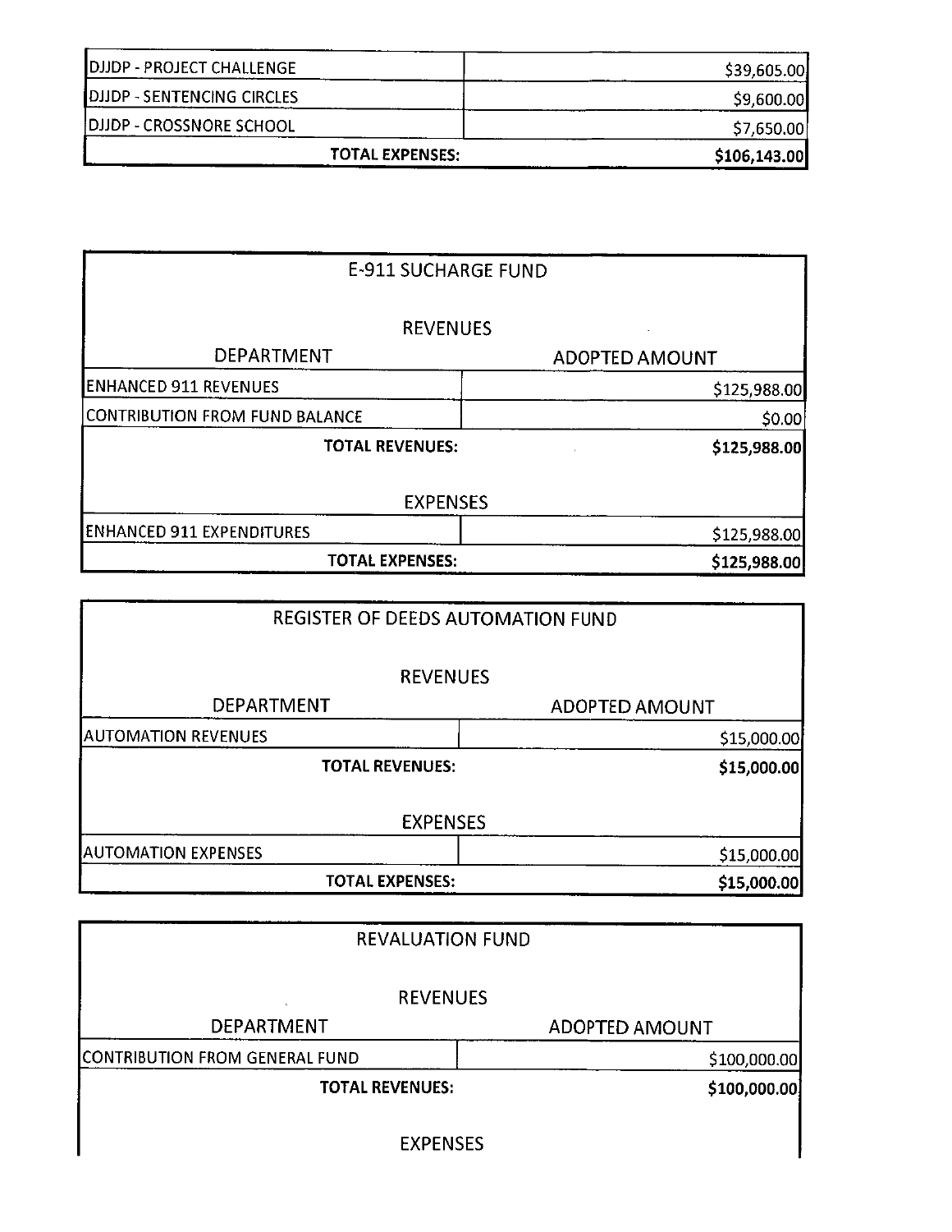| | |
|---|---|
| DJJDP - PROJECT CHALLENGE | $39,605.00 |
| DJJDP - SENTENCING CIRCLES | $9,600.00 |
| DJJDP - CROSSNORE SCHOOL | $7,650.00 |
| **TOTAL EXPENSES:** | **$106,143.00** |

## E-911 SUCHARGE FUND

**REVENUES**

| DEPARTMENT | ADOPTED AMOUNT |
|---|---|
| ENHANCED 911 REVENUES | $125,988.00 |
| CONTRIBUTION FROM FUND BALANCE | $0.00 |
| **TOTAL REVENUES:** | **$125,988.00** |

**EXPENSES**

| | |
|---|---|
| ENHANCED 911 EXPENDITURES | $125,988.00 |
| **TOTAL EXPENSES:** | **$125,988.00** |

## REGISTER OF DEEDS AUTOMATION FUND

**REVENUES**

| DEPARTMENT | ADOPTED AMOUNT |
|---|---|
| AUTOMATION REVENUES | $15,000.00 |
| **TOTAL REVENUES:** | **$15,000.00** |

**EXPENSES**

| | |
|---|---|
| AUTOMATION EXPENSES | $15,000.00 |
| **TOTAL EXPENSES:** | **$15,000.00** |

## REVALUATION FUND

**REVENUES**

| DEPARTMENT | ADOPTED AMOUNT |
|---|---|
| CONTRIBUTION FROM GENERAL FUND | $100,000.00 |
| **TOTAL REVENUES:** | **$100,000.00** |

**EXPENSES**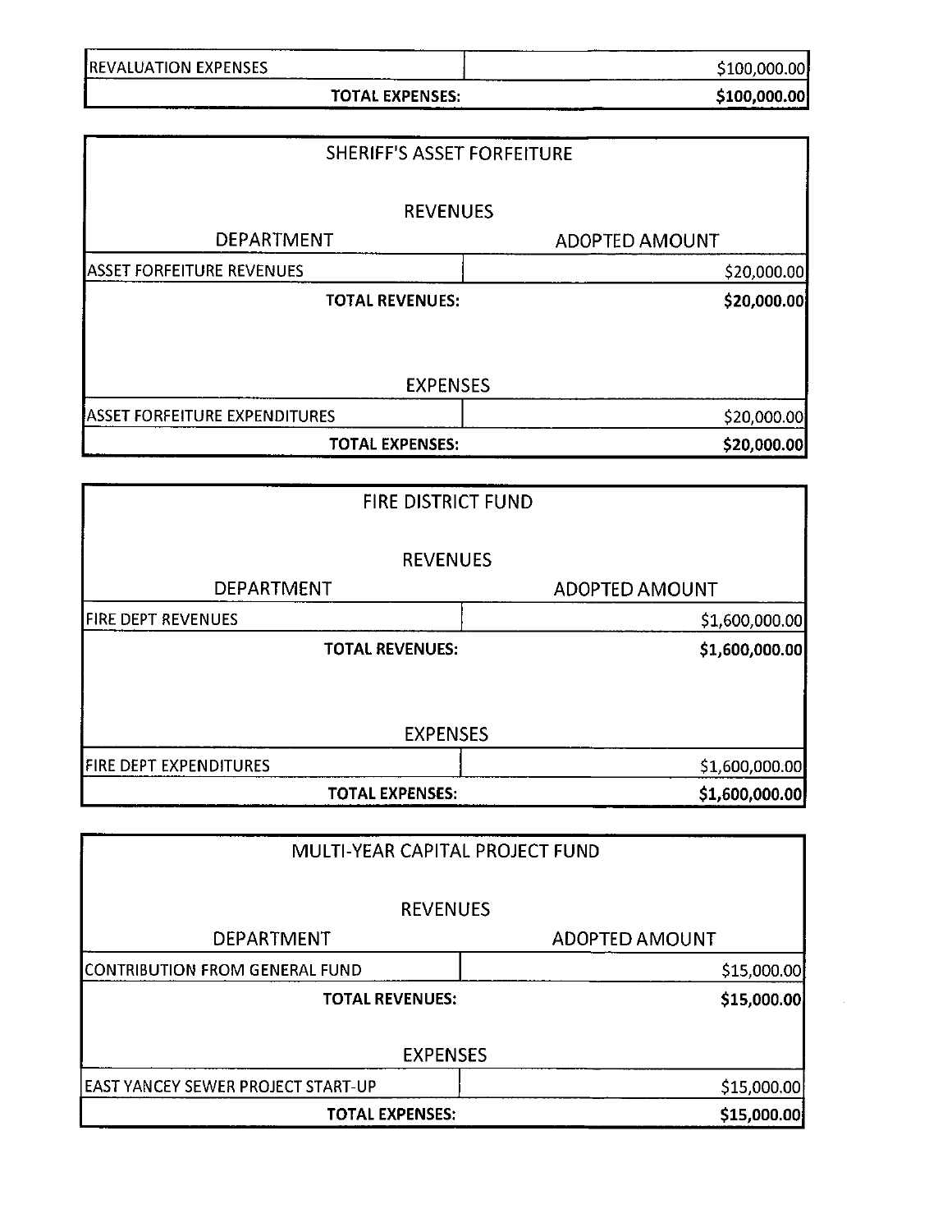| | |
|---|---|
| REVALUATION EXPENSES | $100,000.00 |
| **TOTAL EXPENSES:** | **$100,000.00** |

| SHERIFF'S ASSET FORFEITURE | |
|---|---|
| REVENUES | |
| DEPARTMENT | ADOPTED AMOUNT |
| ASSET FORFEITURE REVENUES | $20,000.00 |
| **TOTAL REVENUES:** | **$20,000.00** |
| EXPENSES | |
| ASSET FORFEITURE EXPENDITURES | $20,000.00 |
| **TOTAL EXPENSES:** | **$20,000.00** |

| FIRE DISTRICT FUND | |
|---|---|
| REVENUES | |
| DEPARTMENT | ADOPTED AMOUNT |
| FIRE DEPT REVENUES | $1,600,000.00 |
| **TOTAL REVENUES:** | **$1,600,000.00** |
| EXPENSES | |
| FIRE DEPT EXPENDITURES | $1,600,000.00 |
| **TOTAL EXPENSES:** | **$1,600,000.00** |

| MULTI-YEAR CAPITAL PROJECT FUND | |
|---|---|
| REVENUES | |
| DEPARTMENT | ADOPTED AMOUNT |
| CONTRIBUTION FROM GENERAL FUND | $15,000.00 |
| **TOTAL REVENUES:** | **$15,000.00** |
| EXPENSES | |
| EAST YANCEY SEWER PROJECT START-UP | $15,000.00 |
| **TOTAL EXPENSES:** | **$15,000.00** |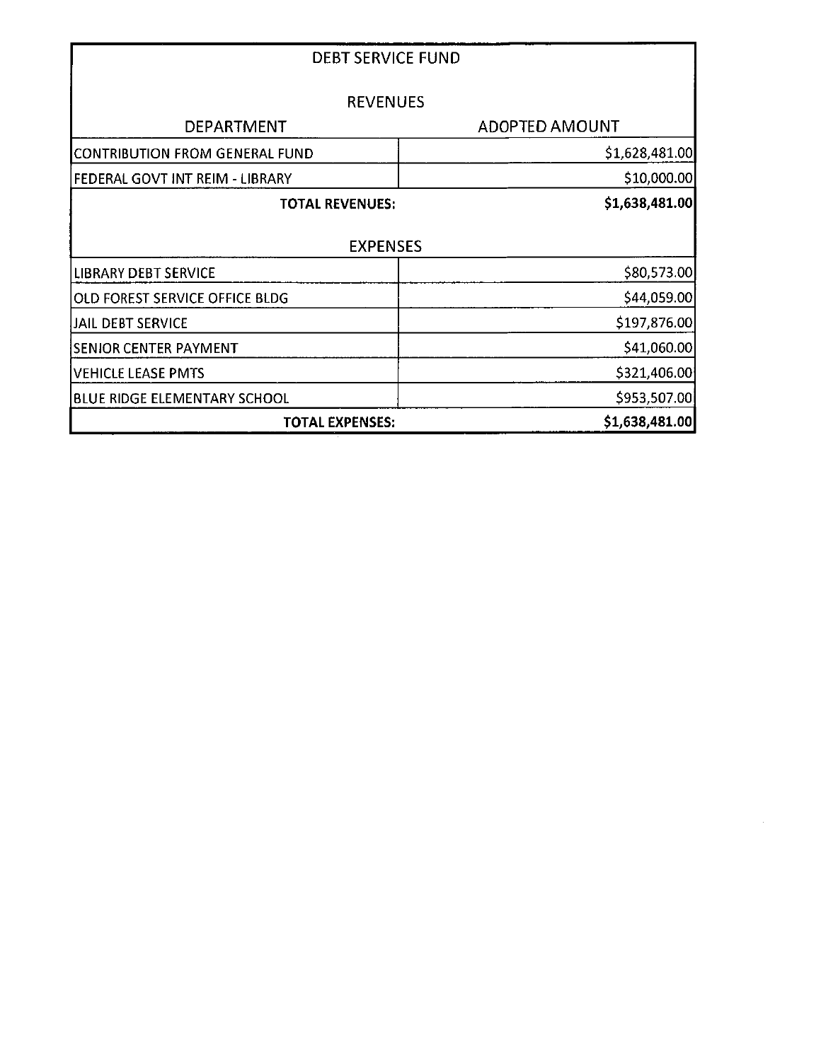| DEBT SERVICE FUND | |
|---|---|
| REVENUES | |
| DEPARTMENT | ADOPTED AMOUNT |
| CONTRIBUTION FROM GENERAL FUND | $1,628,481.00 |
| FEDERAL GOVT INT REIM - LIBRARY | $10,000.00 |
| **TOTAL REVENUES:** | **$1,638,481.00** |
| EXPENSES | |
| LIBRARY DEBT SERVICE | $80,573.00 |
| OLD FOREST SERVICE OFFICE BLDG | $44,059.00 |
| JAIL DEBT SERVICE | $197,876.00 |
| SENIOR CENTER PAYMENT | $41,060.00 |
| VEHICLE LEASE PMTS | $321,406.00 |
| BLUE RIDGE ELEMENTARY SCHOOL | $953,507.00 |
| **TOTAL EXPENSES:** | **$1,638,481.00** |